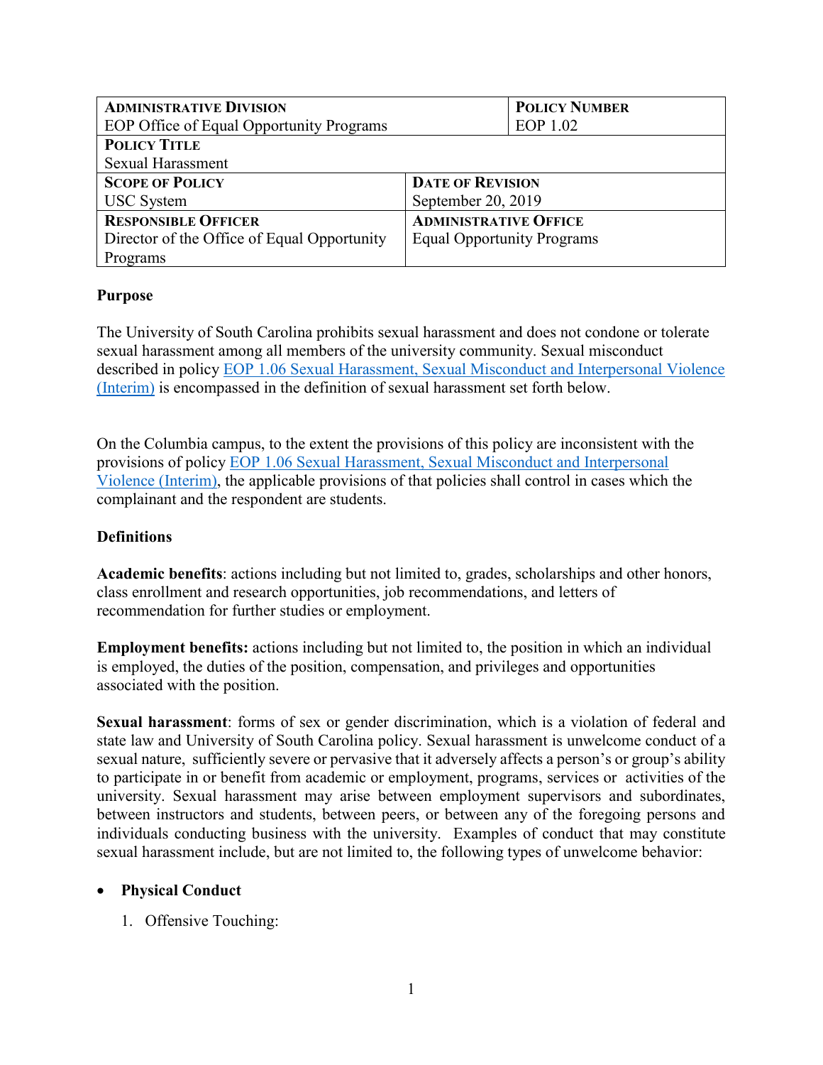| **ADMINISTRATIVE DIVISION**<br>EOP Office of Equal Opportunity Programs | | **POLICY NUMBER**<br>EOP 1.02 |
|---|---|---|
| **POLICY TITLE**<br>Sexual Harassment | | |
| **SCOPE OF POLICY**<br>USC System | **DATE OF REVISION**<br>September 20, 2019 | |
| **RESPONSIBLE OFFICER**<br>Director of the Office of Equal Opportunity Programs | **ADMINISTRATIVE OFFICE**<br>Equal Opportunity Programs | |

**Purpose**

The University of South Carolina prohibits sexual harassment and does not condone or tolerate sexual harassment among all members of the university community. Sexual misconduct described in policy EOP 1.06 Sexual Harassment, Sexual Misconduct and Interpersonal Violence (Interim) is encompassed in the definition of sexual harassment set forth below.

On the Columbia campus, to the extent the provisions of this policy are inconsistent with the provisions of policy EOP 1.06 Sexual Harassment, Sexual Misconduct and Interpersonal Violence (Interim), the applicable provisions of that policies shall control in cases which the complainant and the respondent are students.

**Definitions**

**Academic benefits**: actions including but not limited to, grades, scholarships and other honors, class enrollment and research opportunities, job recommendations, and letters of recommendation for further studies or employment.

**Employment benefits:** actions including but not limited to, the position in which an individual is employed, the duties of the position, compensation, and privileges and opportunities associated with the position.

**Sexual harassment**: forms of sex or gender discrimination, which is a violation of federal and state law and University of South Carolina policy. Sexual harassment is unwelcome conduct of a sexual nature, sufficiently severe or pervasive that it adversely affects a person's or group's ability to participate in or benefit from academic or employment, programs, services or activities of the university. Sexual harassment may arise between employment supervisors and subordinates, between instructors and students, between peers, or between any of the foregoing persons and individuals conducting business with the university. Examples of conduct that may constitute sexual harassment include, but are not limited to, the following types of unwelcome behavior:

- **Physical Conduct**
  1. Offensive Touching: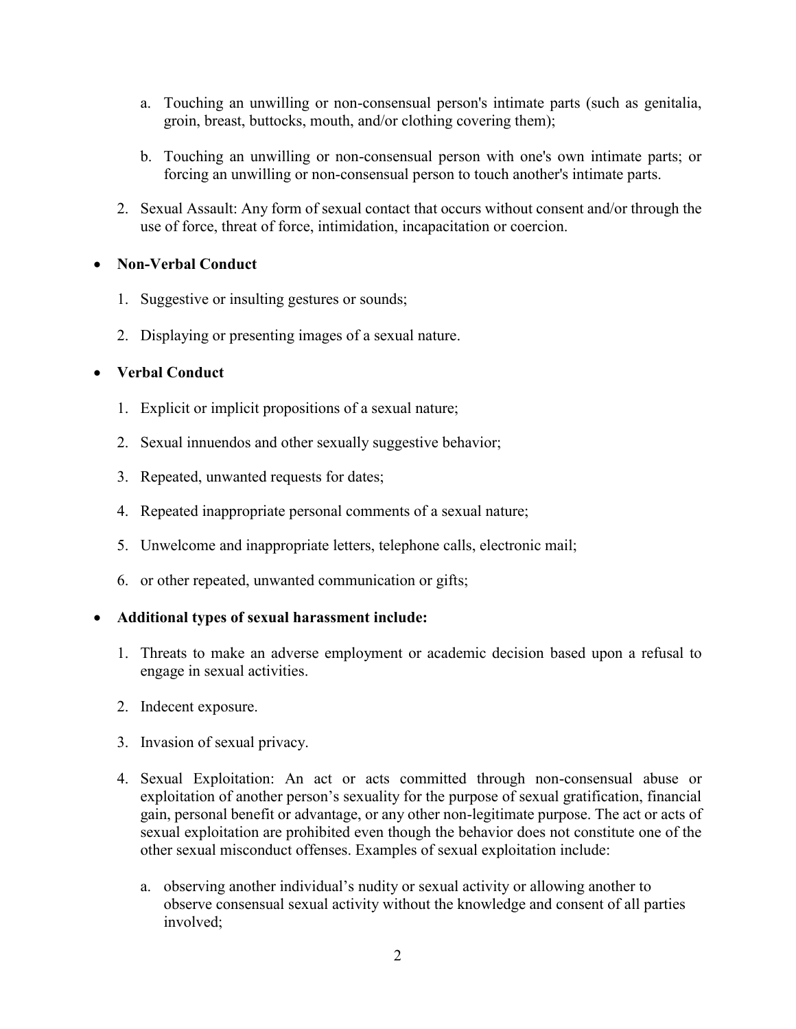a. Touching an unwilling or non-consensual person's intimate parts (such as genitalia, groin, breast, buttocks, mouth, and/or clothing covering them);

   b. Touching an unwilling or non-consensual person with one's own intimate parts; or forcing an unwilling or non-consensual person to touch another's intimate parts.

2. Sexual Assault: Any form of sexual contact that occurs without consent and/or through the use of force, threat of force, intimidation, incapacitation or coercion.

- **Non-Verbal Conduct**

  1. Suggestive or insulting gestures or sounds;

  2. Displaying or presenting images of a sexual nature.

- **Verbal Conduct**

  1. Explicit or implicit propositions of a sexual nature;

  2. Sexual innuendos and other sexually suggestive behavior;

  3. Repeated, unwanted requests for dates;

  4. Repeated inappropriate personal comments of a sexual nature;

  5. Unwelcome and inappropriate letters, telephone calls, electronic mail;

  6. or other repeated, unwanted communication or gifts;

- **Additional types of sexual harassment include:**

  1. Threats to make an adverse employment or academic decision based upon a refusal to engage in sexual activities.

  2. Indecent exposure.

  3. Invasion of sexual privacy.

  4. Sexual Exploitation: An act or acts committed through non-consensual abuse or exploitation of another person's sexuality for the purpose of sexual gratification, financial gain, personal benefit or advantage, or any other non-legitimate purpose. The act or acts of sexual exploitation are prohibited even though the behavior does not constitute one of the other sexual misconduct offenses. Examples of sexual exploitation include:

     a. observing another individual's nudity or sexual activity or allowing another to observe consensual sexual activity without the knowledge and consent of all parties involved;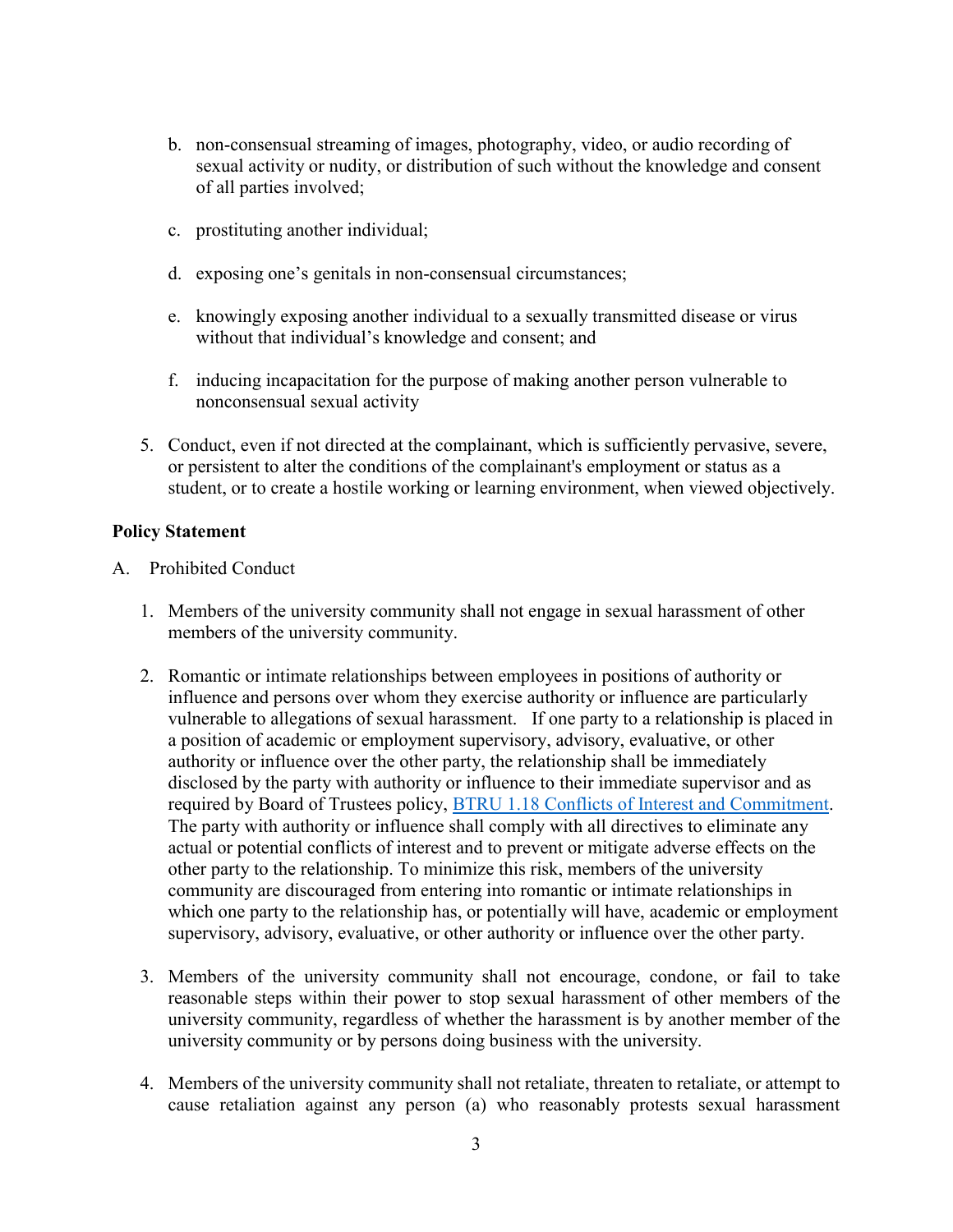b. non-consensual streaming of images, photography, video, or audio recording of sexual activity or nudity, or distribution of such without the knowledge and consent of all parties involved;

   c. prostituting another individual;

   d. exposing one's genitals in non-consensual circumstances;

   e. knowingly exposing another individual to a sexually transmitted disease or virus without that individual's knowledge and consent; and

   f. inducing incapacitation for the purpose of making another person vulnerable to nonconsensual sexual activity

5. Conduct, even if not directed at the complainant, which is sufficiently pervasive, severe, or persistent to alter the conditions of the complainant's employment or status as a student, or to create a hostile working or learning environment, when viewed objectively.

**Policy Statement**

A. Prohibited Conduct

1. Members of the university community shall not engage in sexual harassment of other members of the university community.

2. Romantic or intimate relationships between employees in positions of authority or influence and persons over whom they exercise authority or influence are particularly vulnerable to allegations of sexual harassment. If one party to a relationship is placed in a position of academic or employment supervisory, advisory, evaluative, or other authority or influence over the other party, the relationship shall be immediately disclosed by the party with authority or influence to their immediate supervisor and as required by Board of Trustees policy, [BTRU 1.18 Conflicts of Interest and Commitment](). The party with authority or influence shall comply with all directives to eliminate any actual or potential conflicts of interest and to prevent or mitigate adverse effects on the other party to the relationship. To minimize this risk, members of the university community are discouraged from entering into romantic or intimate relationships in which one party to the relationship has, or potentially will have, academic or employment supervisory, advisory, evaluative, or other authority or influence over the other party.

3. Members of the university community shall not encourage, condone, or fail to take reasonable steps within their power to stop sexual harassment of other members of the university community, regardless of whether the harassment is by another member of the university community or by persons doing business with the university.

4. Members of the university community shall not retaliate, threaten to retaliate, or attempt to cause retaliation against any person (a) who reasonably protests sexual harassment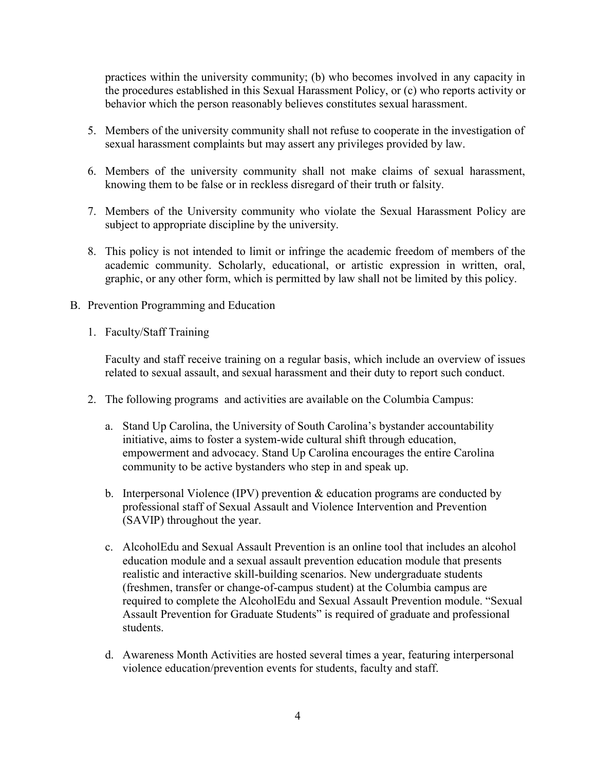practices within the university community; (b) who becomes involved in any capacity in the procedures established in this Sexual Harassment Policy, or (c) who reports activity or behavior which the person reasonably believes constitutes sexual harassment.

5. Members of the university community shall not refuse to cooperate in the investigation of sexual harassment complaints but may assert any privileges provided by law.

6. Members of the university community shall not make claims of sexual harassment, knowing them to be false or in reckless disregard of their truth or falsity.

7. Members of the University community who violate the Sexual Harassment Policy are subject to appropriate discipline by the university.

8. This policy is not intended to limit or infringe the academic freedom of members of the academic community. Scholarly, educational, or artistic expression in written, oral, graphic, or any other form, which is permitted by law shall not be limited by this policy.

B. Prevention Programming and Education

1. Faculty/Staff Training

   Faculty and staff receive training on a regular basis, which include an overview of issues related to sexual assault, and sexual harassment and their duty to report such conduct.

2. The following programs and activities are available on the Columbia Campus:

   a. Stand Up Carolina, the University of South Carolina's bystander accountability initiative, aims to foster a system-wide cultural shift through education, empowerment and advocacy. Stand Up Carolina encourages the entire Carolina community to be active bystanders who step in and speak up.

   b. Interpersonal Violence (IPV) prevention & education programs are conducted by professional staff of Sexual Assault and Violence Intervention and Prevention (SAVIP) throughout the year.

   c. AlcoholEdu and Sexual Assault Prevention is an online tool that includes an alcohol education module and a sexual assault prevention education module that presents realistic and interactive skill-building scenarios. New undergraduate students (freshmen, transfer or change-of-campus student) at the Columbia campus are required to complete the AlcoholEdu and Sexual Assault Prevention module. "Sexual Assault Prevention for Graduate Students" is required of graduate and professional students.

   d. Awareness Month Activities are hosted several times a year, featuring interpersonal violence education/prevention events for students, faculty and staff.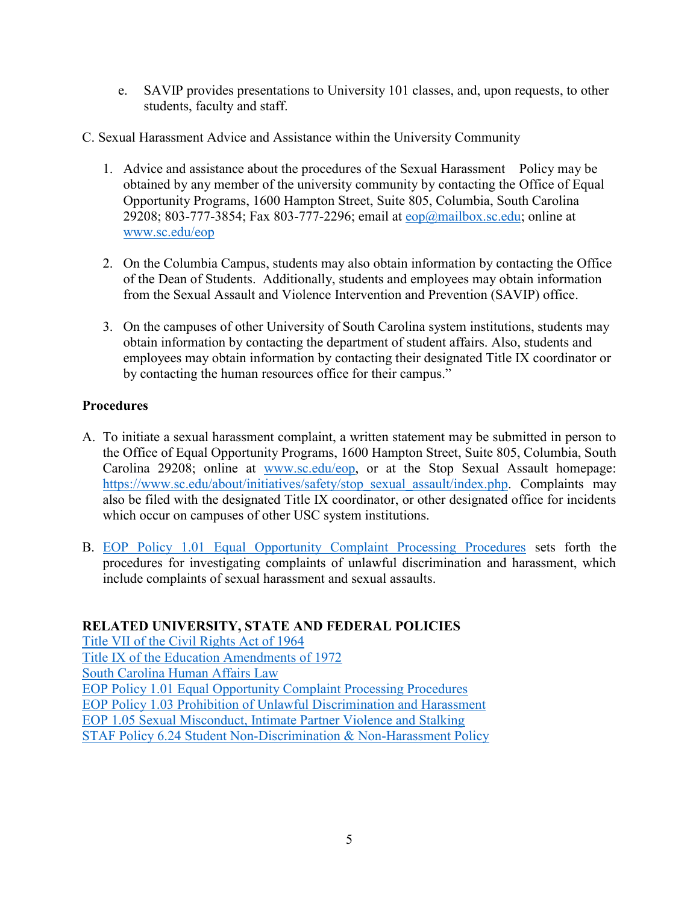e. SAVIP provides presentations to University 101 classes, and, upon requests, to other students, faculty and staff.

C. Sexual Harassment Advice and Assistance within the University Community

1. Advice and assistance about the procedures of the Sexual Harassment Policy may be obtained by any member of the university community by contacting the Office of Equal Opportunity Programs, 1600 Hampton Street, Suite 805, Columbia, South Carolina 29208; 803-777-3854; Fax 803-777-2296; email at [eop@mailbox.sc.edu](mailto:eop@mailbox.sc.edu); online at [www.sc.edu/eop](http://www.sc.edu/eop)

2. On the Columbia Campus, students may also obtain information by contacting the Office of the Dean of Students. Additionally, students and employees may obtain information from the Sexual Assault and Violence Intervention and Prevention (SAVIP) office.

3. On the campuses of other University of South Carolina system institutions, students may obtain information by contacting the department of student affairs. Also, students and employees may obtain information by contacting their designated Title IX coordinator or by contacting the human resources office for their campus."

**Procedures**

A. To initiate a sexual harassment complaint, a written statement may be submitted in person to the Office of Equal Opportunity Programs, 1600 Hampton Street, Suite 805, Columbia, South Carolina 29208; online at [www.sc.edu/eop](http://www.sc.edu/eop), or at the Stop Sexual Assault homepage: [https://www.sc.edu/about/initiatives/safety/stop_sexual_assault/index.php](https://www.sc.edu/about/initiatives/safety/stop_sexual_assault/index.php). Complaints may also be filed with the designated Title IX coordinator, or other designated office for incidents which occur on campuses of other USC system institutions.

B. EOP Policy 1.01 Equal Opportunity Complaint Processing Procedures sets forth the procedures for investigating complaints of unlawful discrimination and harassment, which include complaints of sexual harassment and sexual assaults.

**RELATED UNIVERSITY, STATE AND FEDERAL POLICIES**

Title VII of the Civil Rights Act of 1964
Title IX of the Education Amendments of 1972
South Carolina Human Affairs Law
EOP Policy 1.01 Equal Opportunity Complaint Processing Procedures
EOP Policy 1.03 Prohibition of Unlawful Discrimination and Harassment
EOP 1.05 Sexual Misconduct, Intimate Partner Violence and Stalking
STAF Policy 6.24 Student Non-Discrimination & Non-Harassment Policy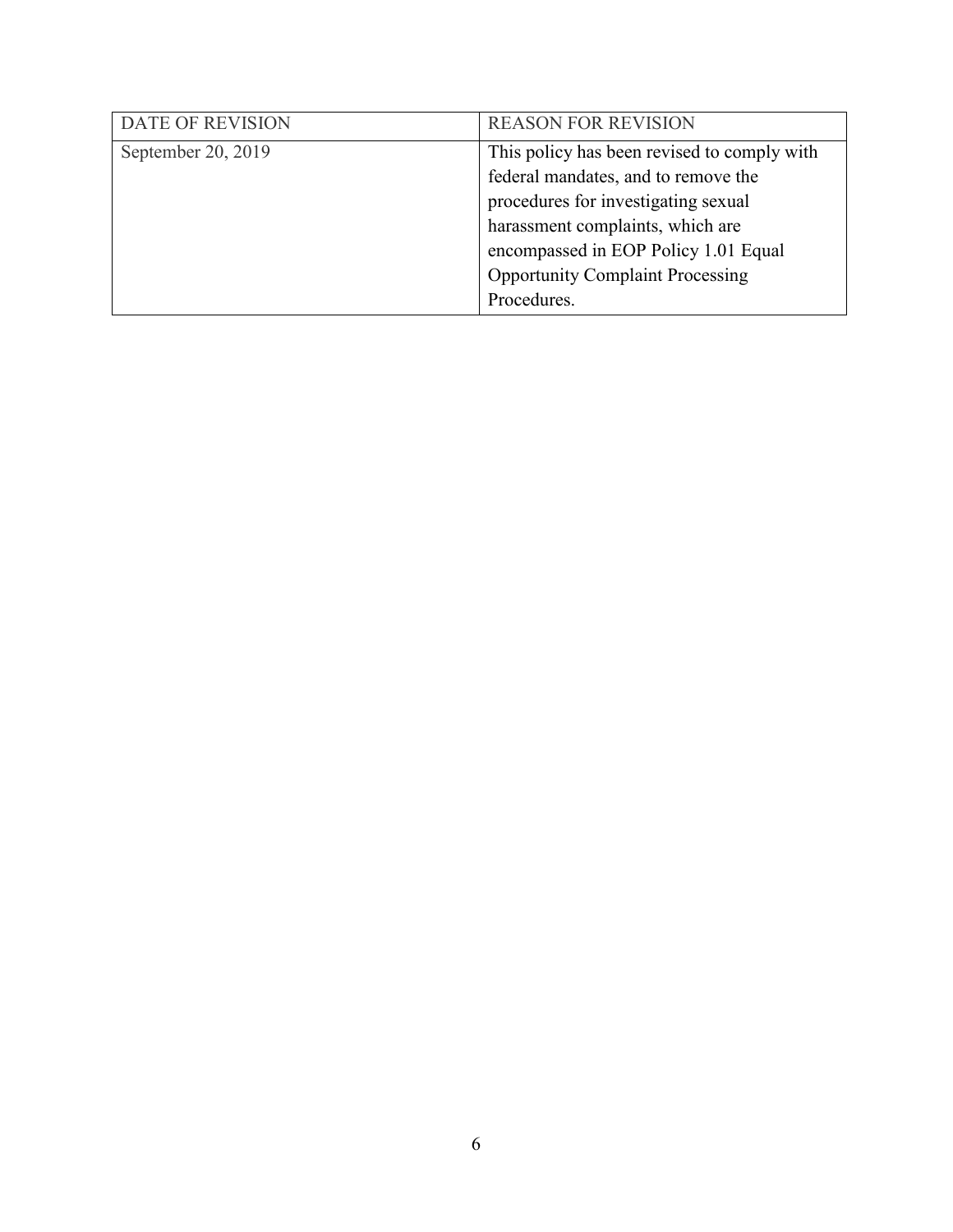| DATE OF REVISION | REASON FOR REVISION |
| --- | --- |
| September 20, 2019 | This policy has been revised to comply with federal mandates, and to remove the procedures for investigating sexual harassment complaints, which are encompassed in EOP Policy 1.01 Equal Opportunity Complaint Processing Procedures. |